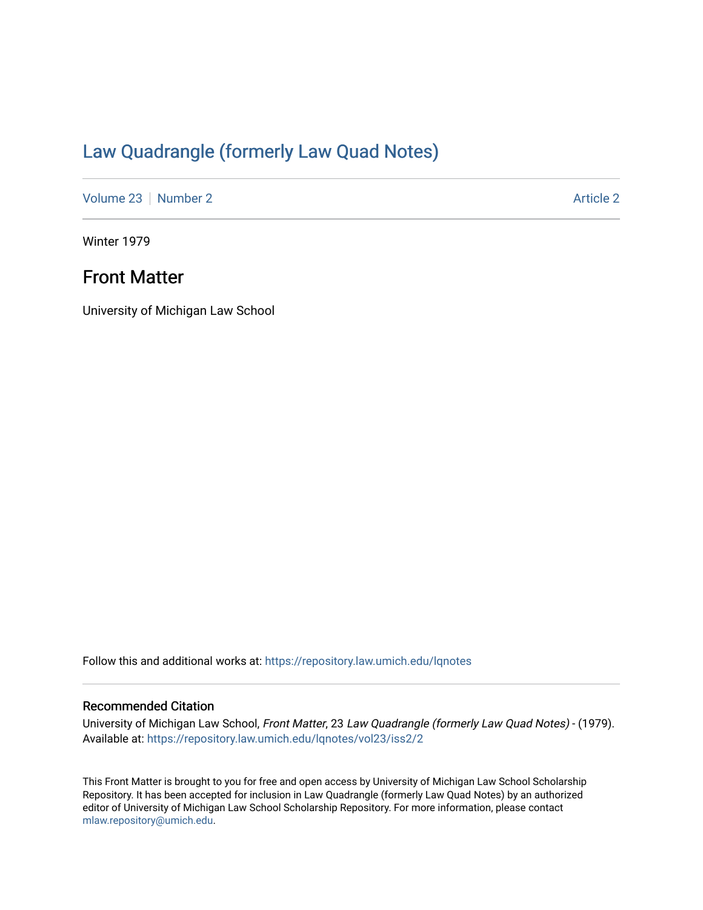# Law Quadrangle (formerly Law Quad Notes)

Volume 23 | Number 2 Article 2

Winter 1979

## Front Matter

University of Michigan Law School

Follow this and additional works at: https://repository.law.umich.edu/lqnotes

### Recommended Citation

University of Michigan Law School, *Front Matter*, 23 *Law Quadrangle (formerly Law Quad Notes)* - (1979).
Available at: https://repository.law.umich.edu/lqnotes/vol23/iss2/2

This Front Matter is brought to you for free and open access by University of Michigan Law School Scholarship Repository. It has been accepted for inclusion in Law Quadrangle (formerly Law Quad Notes) by an authorized editor of University of Michigan Law School Scholarship Repository. For more information, please contact mlaw.repository@umich.edu.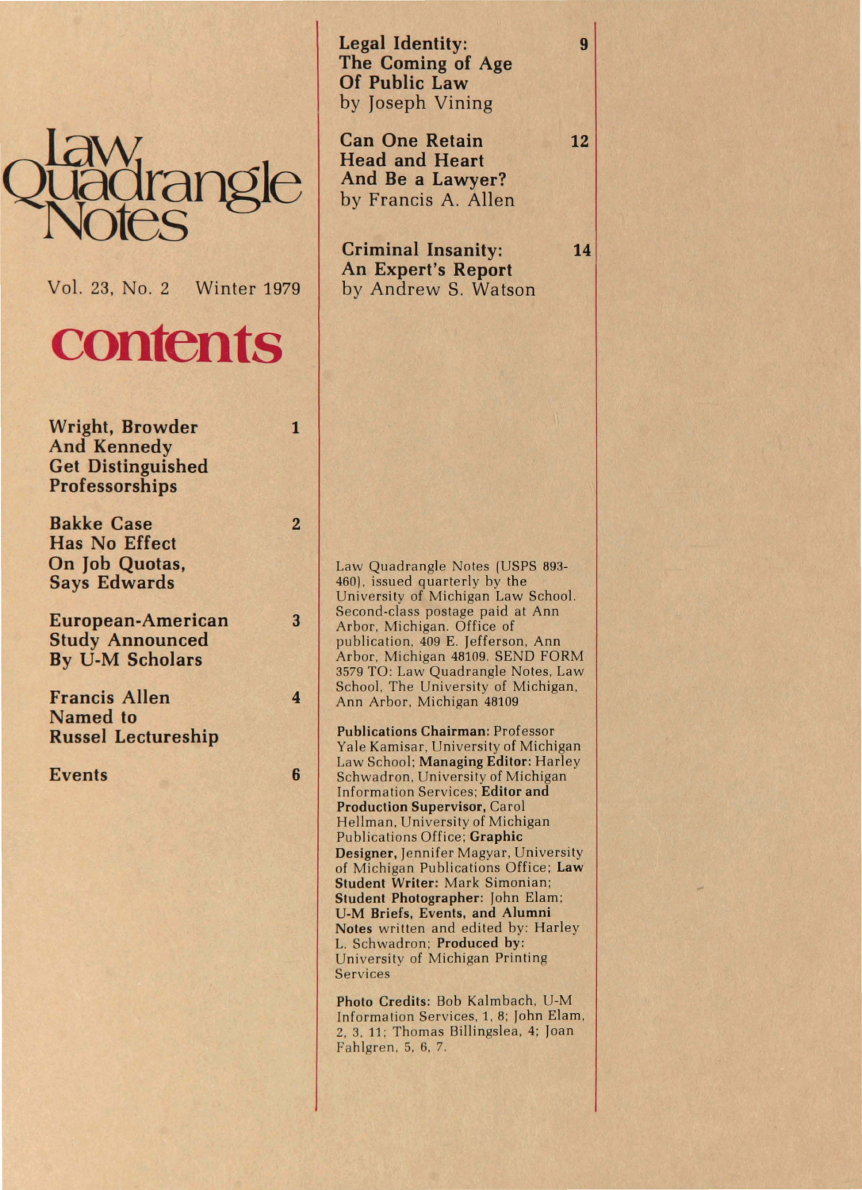# Law Quadrangle Notes

Vol. 23, No. 2 Winter 1979

# contents

**Wright, Browder And Kennedy Get Distinguished Professorships** 1

**Bakke Case Has No Effect On Job Quotas, Says Edwards** 2

**European-American Study Announced By U-M Scholars** 3

**Francis Allen Named to Russel Lectureship** 4

**Events** 6

**Legal Identity: The Coming of Age Of Public Law** 9
by Joseph Vining

**Can One Retain Head and Heart And Be a Lawyer?** 12
by Francis A. Allen

**Criminal Insanity: An Expert's Report** 14
by Andrew S. Watson

Law Quadrangle Notes (USPS 893-460), issued quarterly by the University of Michigan Law School. Second-class postage paid at Ann Arbor, Michigan. Office of publication, 409 E. Jefferson, Ann Arbor, Michigan 48109. SEND FORM 3579 TO: Law Quadrangle Notes, Law School, The University of Michigan, Ann Arbor, Michigan 48109

**Publications Chairman:** Professor Yale Kamisar, University of Michigan Law School; **Managing Editor:** Harley Schwadron, University of Michigan Information Services; **Editor and Production Supervisor,** Carol Hellman, University of Michigan Publications Office; **Graphic Designer,** Jennifer Magyar, University of Michigan Publications Office; **Law Student Writer:** Mark Simonian; **Student Photographer:** John Elam; **U-M Briefs, Events, and Alumni Notes** written and edited by: Harley L. Schwadron; **Produced by:** University of Michigan Printing Services

**Photo Credits:** Bob Kalmbach, U-M Information Services, 1, 8; John Elam, 2, 3, 11; Thomas Billingslea, 4; Joan Fahlgren, 5, 6, 7.